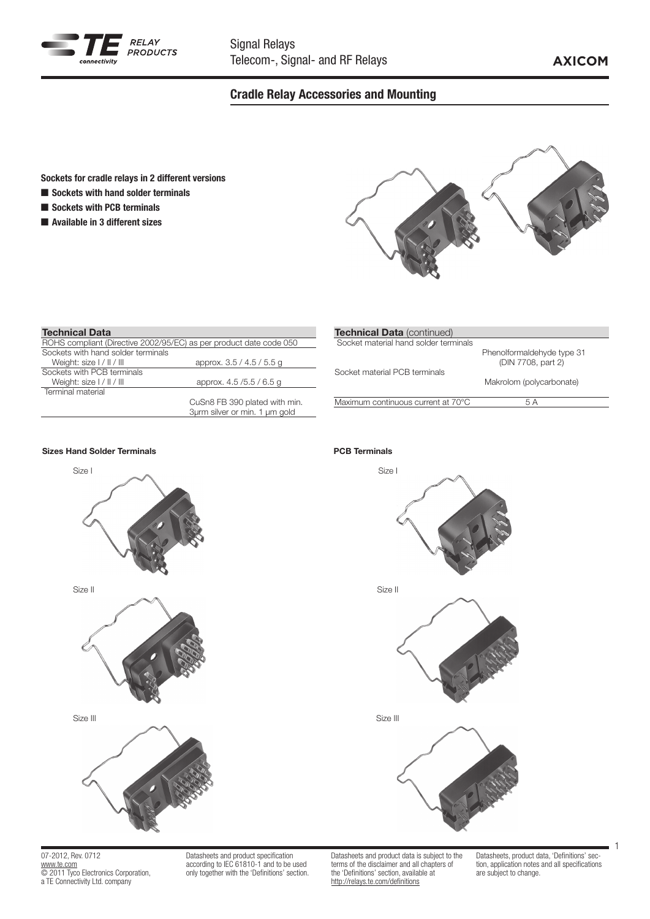# Cradle Relay Accessories and Mounting

**Sockets for cradle relays in 2 different versions**

- **Sockets with hand solder terminals**
- **Sockets with PCB terminals**
- **Available in 3 different sizes**

| Technical Data | |
|---|---|
| ROHS compliant (Directive 2002/95/EC) as per product date code 050 | |
| Sockets with hand solder terminals | |
| Weight: size I / II / III | approx. 3.5 / 4.5 / 5.5 g |
| Sockets with PCB terminals | |
| Weight: size I / II / III | approx. 4.5 /5.5 / 6.5 g |
| Terminal material | CuSn8 FB 390 plated with min. 3µm silver or min. 1 µm gold |

| Technical Data (continued) | |
|---|---|
| Socket material hand solder terminals | Phenolformaldehyde type 31 (DIN 7708, part 2) |
| Socket material PCB terminals | Makrolom (polycarbonate) |
| Maximum continuous current at 70°C | 5 A |

**Sizes Hand Solder Terminals**

Size I

Size II

Size III

**PCB Terminals**

Size I

Size II

Size III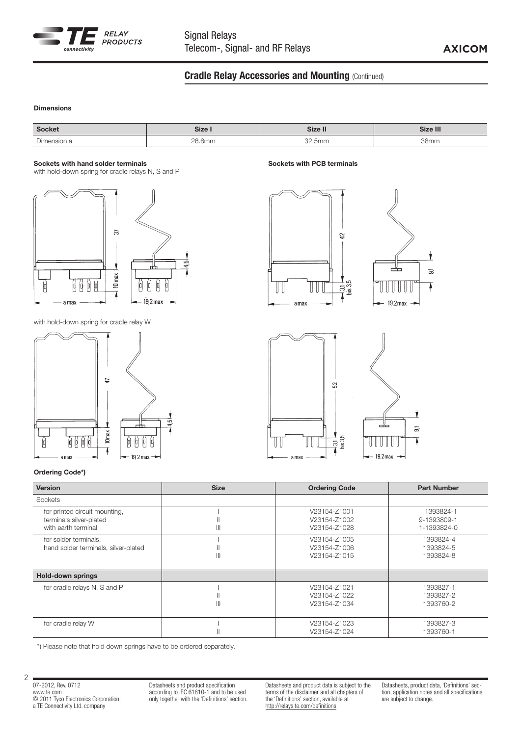## Cradle Relay Accessories and Mounting (Continued)

**Dimensions**

| Socket | Size I | Size II | Size III |
|---|---|---|---|
| Dimension a | 26.6mm | 32.5mm | 38mm |

**Sockets with hand solder terminals**

with hold-down spring for cradle relays N, S and P

with hold-down spring for cradle relay W

**Sockets with PCB terminals**

**Ordering Code*)**

| Version | Size | Ordering Code | Part Number |
|---|---|---|---|
| Sockets | | | |
| for printed circuit mounting, terminals silver-plated with earth terminal | I<br>II<br>III | V23154-Z1001<br>V23154-Z1002<br>V23154-Z1028 | 1393824-1<br>9-1393809-1<br>1-1393824-0 |
| for solder terminals, hand solder terminals, silver-plated | I<br>II<br>III | V23154-Z1005<br>V23154-Z1006<br>V23154-Z1015 | 1393824-4<br>1393824-5<br>1393824-8 |
| **Hold-down springs** | | | |
| for cradle relays N, S and P | I<br>II<br>III | V23154-Z1021<br>V23154-Z1022<br>V23154-Z1034 | 1393827-1<br>1393827-2<br>1393760-2 |
| for cradle relay W | I<br>II | V23154-Z1023<br>V23154-Z1024 | 1393827-3<br>1393760-1 |

*) Please note that hold down springs have to be ordered separately.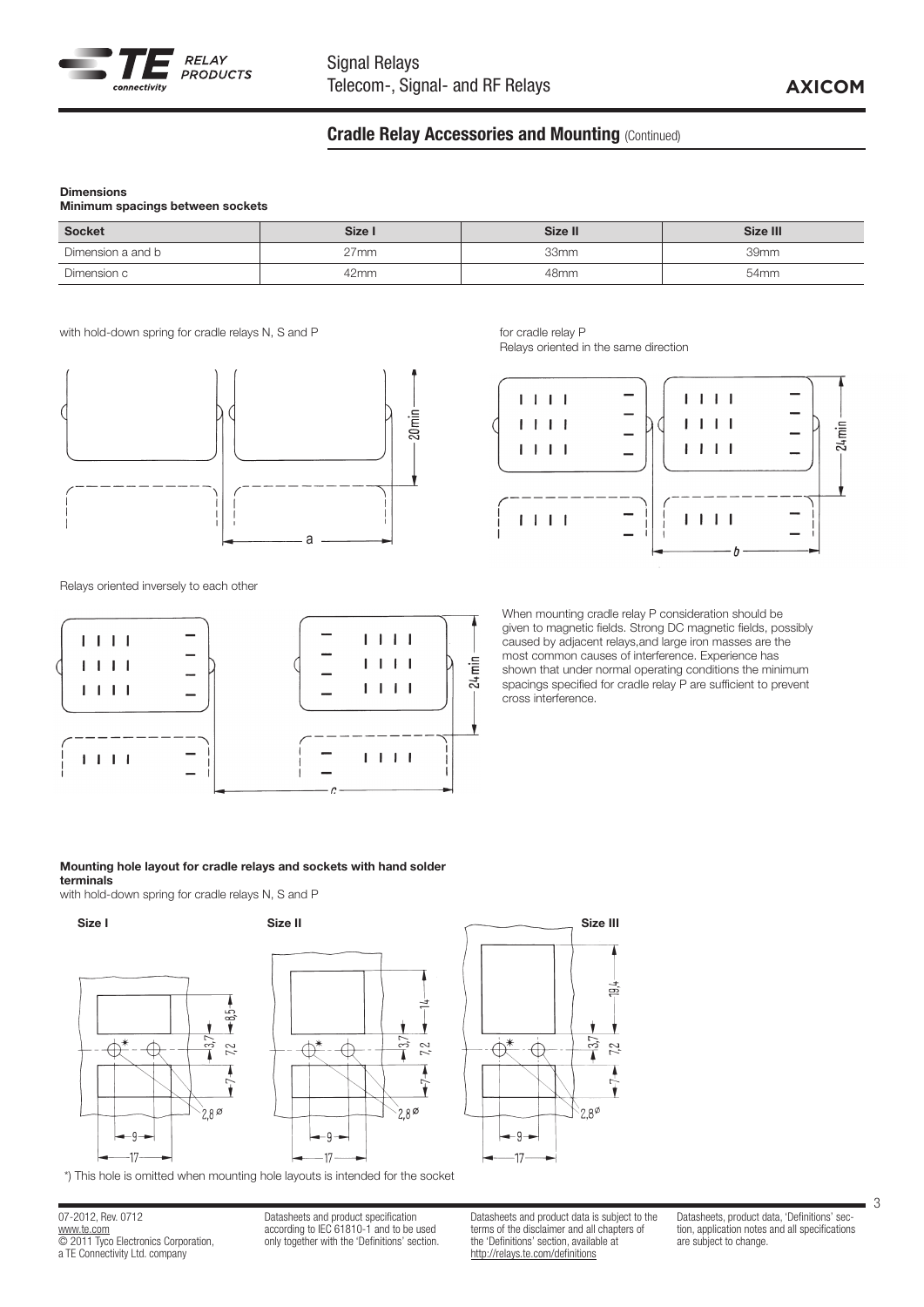## Cradle Relay Accessories and Mounting (Continued)

**Dimensions**
**Minimum spacings between sockets**

| Socket | Size I | Size II | Size III |
|---|---|---|---|
| Dimension a and b | 27mm | 33mm | 39mm |
| Dimension c | 42mm | 48mm | 54mm |

with hold-down spring for cradle relays N, S and P

for cradle relay P
Relays oriented in the same direction

Relays oriented inversely to each other

When mounting cradle relay P consideration should be given to magnetic fields. Strong DC magnetic fields, possibly caused by adjacent relays,and large iron masses are the most common causes of interference. Experience has shown that under normal operating conditions the minimum spacings specified for cradle relay P are sufficient to prevent cross interference.

**Mounting hole layout for cradle relays and sockets with hand solder terminals**
with hold-down spring for cradle relays N, S and P

**Size I** **Size II** **Size III**

*) This hole is omitted when mounting hole layouts is intended for the socket

07-2012, Rev. 0712
www.te.com
© 2011 Tyco Electronics Corporation,
a TE Connectivity Ltd. company

Datasheets and product specification according to IEC 61810-1 and to be used only together with the 'Definitions' section.

Datasheets and product data is subject to the terms of the disclaimer and all chapters of the 'Definitions' section, available at http://relays.te.com/definitions

Datasheets, product data, 'Definitions' section, application notes and all specifications are subject to change.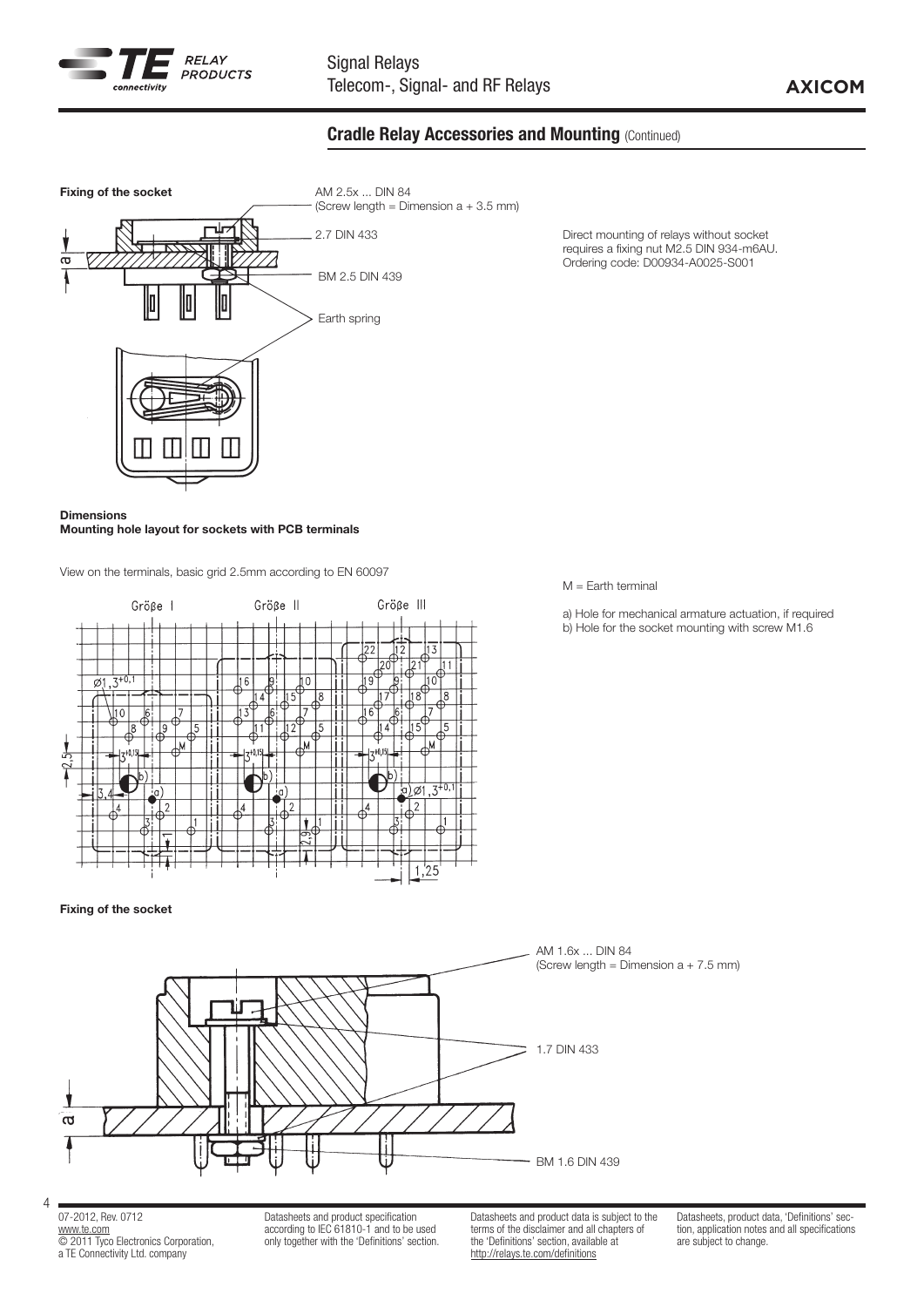## Cradle Relay Accessories and Mounting (Continued)

**Fixing of the socket**

AM 2.5x ... DIN 84
(Screw length = Dimension a + 3.5 mm)

2.7 DIN 433

BM 2.5 DIN 439

Earth spring

a

Direct mounting of relays without socket requires a fixing nut M2.5 DIN 934-m6AU.
Ordering code: D00934-A0025-S001

**Dimensions**
**Mounting hole layout for sockets with PCB terminals**

View on the terminals, basic grid 2.5mm according to EN 60097

Größe I

Größe II

Größe III

Ø1,3+0,1

3+0,15

2,5

3,4

1

2,9

1,25

M = Earth terminal

a) Hole for mechanical armature actuation, if required
b) Hole for the socket mounting with screw M1.6

**Fixing of the socket**

AM 1.6x ... DIN 84
(Screw length = Dimension a + 7.5 mm)

1.7 DIN 433

BM 1.6 DIN 439

a

07-2012, Rev. 0712
www.te.com
© 2011 Tyco Electronics Corporation, a TE Connectivity Ltd. company

Datasheets and product specification according to IEC 61810-1 and to be used only together with the 'Definitions' section.

Datasheets and product data is subject to the terms of the disclaimer and all chapters of the 'Definitions' section, available at http://relays.te.com/definitions

Datasheets, product data, 'Definitions' section, application notes and all specifications are subject to change.